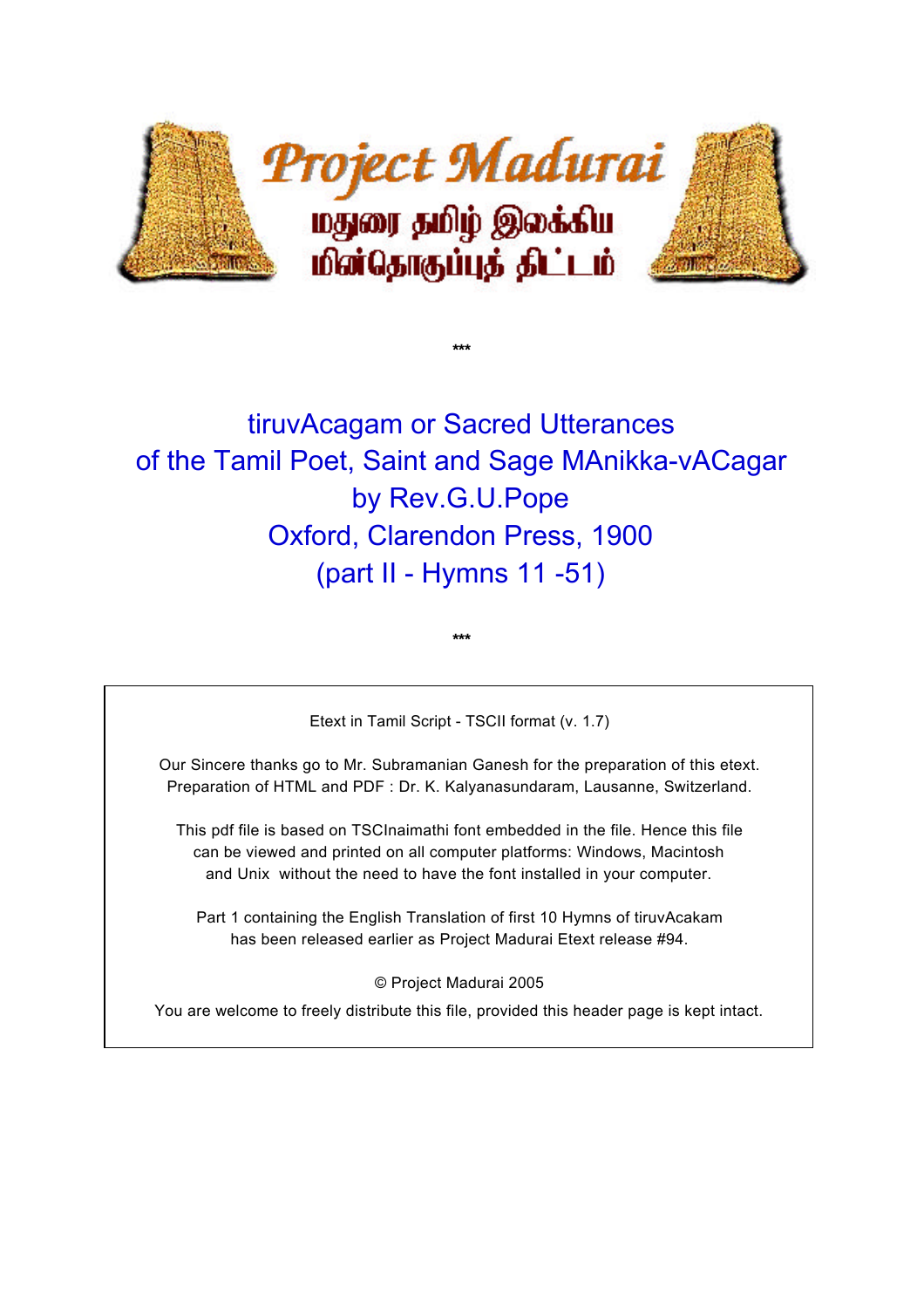# Project Madurai

மதுரை தமிழ் இலக்கிய
மின்தொகுப்புத் திட்டம்

***

## tiruvAcagam or Sacred Utterances of the Tamil Poet, Saint and Sage MAnikka-vACagar by Rev.G.U.Pope Oxford, Clarendon Press, 1900 (part II - Hymns 11 -51)

***

Etext in Tamil Script - TSCII format (v. 1.7)

Our Sincere thanks go to Mr. Subramanian Ganesh for the preparation of this etext.
Preparation of HTML and PDF : Dr. K. Kalyanasundaram, Lausanne, Switzerland.

This pdf file is based on TSCInaimathi font embedded in the file. Hence this file can be viewed and printed on all computer platforms: Windows, Macintosh and Unix without the need to have the font installed in your computer.

Part 1 containing the English Translation of first 10 Hymns of tiruvAcakam has been released earlier as Project Madurai Etext release #94.

© Project Madurai 2005

You are welcome to freely distribute this file, provided this header page is kept intact.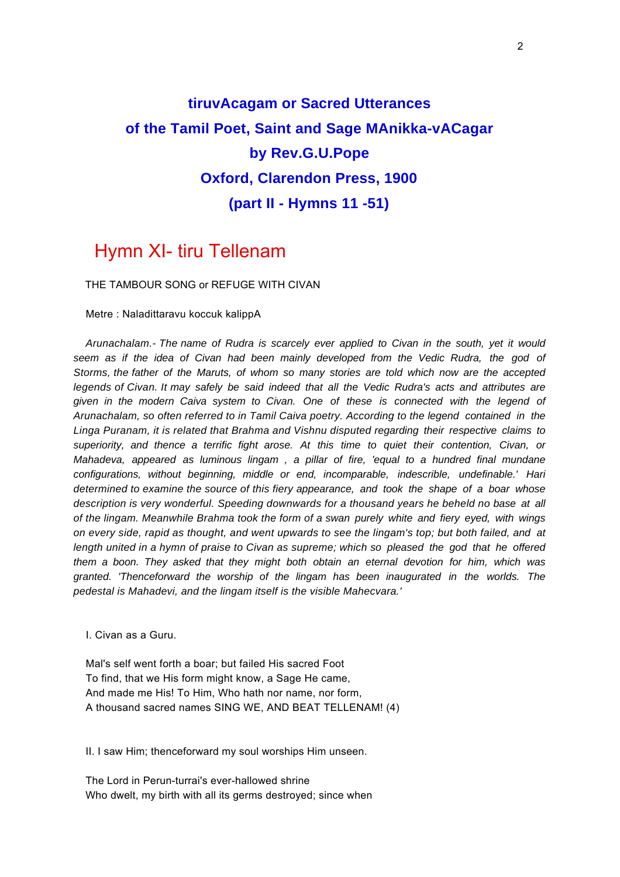# tiruvAcagam or Sacred Utterances of the Tamil Poet, Saint and Sage MAnikka-vACagar by Rev.G.U.Pope Oxford, Clarendon Press, 1900 (part II - Hymns 11 -51)

## Hymn XI- tiru Tellenam

THE TAMBOUR SONG or REFUGE WITH CIVAN

Metre : Naladittaravu koccuk kalippA

*Arunachalam.- The name of Rudra is scarcely ever applied to Civan in the south, yet it would seem as if the idea of Civan had been mainly developed from the Vedic Rudra, the god of Storms, the father of the Maruts, of whom so many stories are told which now are the accepted legends of Civan. It may safely be said indeed that all the Vedic Rudra's acts and attributes are given in the modern Caiva system to Civan. One of these is connected with the legend of Arunachalam, so often referred to in Tamil Caiva poetry. According to the legend contained in the Linga Puranam, it is related that Brahma and Vishnu disputed regarding their respective claims to superiority, and thence a terrific fight arose. At this time to quiet their contention, Civan, or Mahadeva, appeared as luminous lingam , a pillar of fire, 'equal to a hundred final mundane configurations, without beginning, middle or end, incomparable, indescribable, undefinable.' Hari determined to examine the source of this fiery appearance, and took the shape of a boar whose description is very wonderful. Speeding downwards for a thousand years he beheld no base at all of the lingam. Meanwhile Brahma took the form of a swan purely white and fiery eyed, with wings on every side, rapid as thought, and went upwards to see the lingam's top; but both failed, and at length united in a hymn of praise to Civan as supreme; which so pleased the god that he offered them a boon. They asked that they might both obtain an eternal devotion for him, which was granted. 'Thenceforward the worship of the lingam has been inaugurated in the worlds. The pedestal is Mahadevi, and the lingam itself is the visible Mahecvara.'*

I. Civan as a Guru.

Mal's self went forth a boar; but failed His sacred Foot
To find, that we His form might know, a Sage He came,
And made me His! To Him, Who hath nor name, nor form,
A thousand sacred names SING WE, AND BEAT TELLENAM! (4)

II. I saw Him; thenceforward my soul worships Him unseen.

The Lord in Perun-turrai's ever-hallowed shrine
Who dwelt, my birth with all its germs destroyed; since when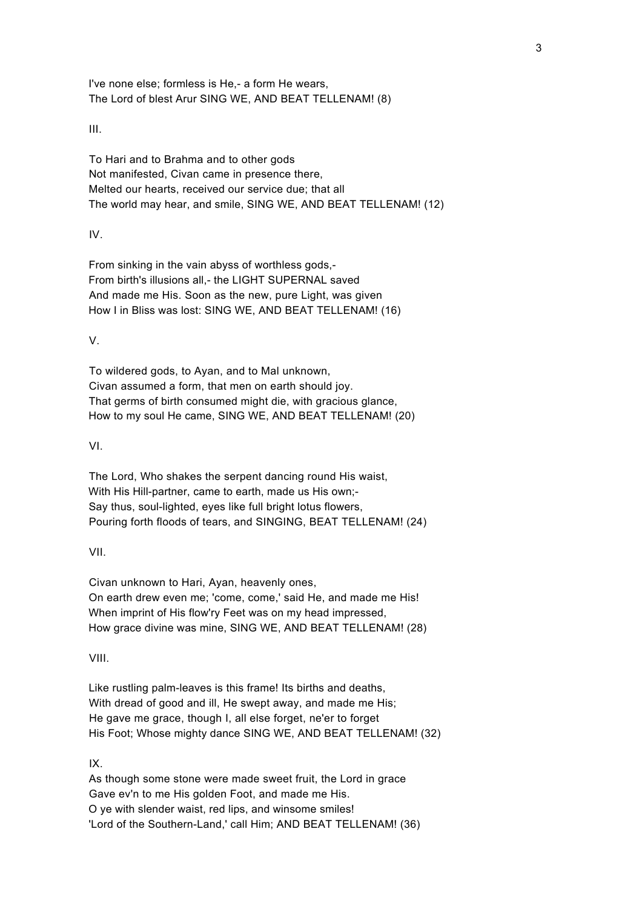I've none else; formless is He,- a form He wears,
The Lord of blest Arur SING WE, AND BEAT TELLENAM! (8)

III.

To Hari and to Brahma and to other gods
Not manifested, Civan came in presence there,
Melted our hearts, received our service due; that all
The world may hear, and smile, SING WE, AND BEAT TELLENAM! (12)

IV.

From sinking in the vain abyss of worthless gods,-
From birth's illusions all,- the LIGHT SUPERNAL saved
And made me His. Soon as the new, pure Light, was given
How I in Bliss was lost: SING WE, AND BEAT TELLENAM! (16)

V.

To wildered gods, to Ayan, and to Mal unknown,
Civan assumed a form, that men on earth should joy.
That germs of birth consumed might die, with gracious glance,
How to my soul He came, SING WE, AND BEAT TELLENAM! (20)

VI.

The Lord, Who shakes the serpent dancing round His waist,
With His Hill-partner, came to earth, made us His own;-
Say thus, soul-lighted, eyes like full bright lotus flowers,
Pouring forth floods of tears, and SINGING, BEAT TELLENAM! (24)

VII.

Civan unknown to Hari, Ayan, heavenly ones,
On earth drew even me; 'come, come,' said He, and made me His!
When imprint of His flow'ry Feet was on my head impressed,
How grace divine was mine, SING WE, AND BEAT TELLENAM! (28)

VIII.

Like rustling palm-leaves is this frame! Its births and deaths,
With dread of good and ill, He swept away, and made me His;
He gave me grace, though I, all else forget, ne'er to forget
His Foot; Whose mighty dance SING WE, AND BEAT TELLENAM! (32)

IX.

As though some stone were made sweet fruit, the Lord in grace
Gave ev'n to me His golden Foot, and made me His.
O ye with slender waist, red lips, and winsome smiles!
'Lord of the Southern-Land,' call Him; AND BEAT TELLENAM! (36)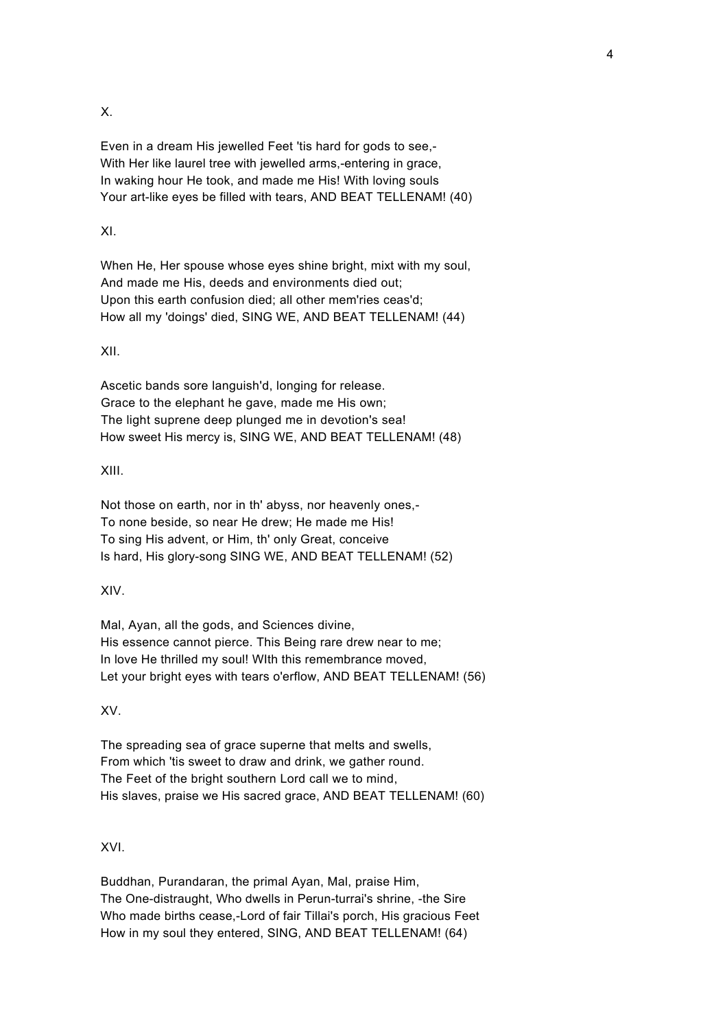X.

Even in a dream His jewelled Feet 'tis hard for gods to see,-
With Her like laurel tree with jewelled arms,-entering in grace,
In waking hour He took, and made me His! With loving souls
Your art-like eyes be filled with tears, AND BEAT TELLENAM! (40)

XI.

When He, Her spouse whose eyes shine bright, mixt with my soul,
And made me His, deeds and environments died out;
Upon this earth confusion died; all other mem'ries ceas'd;
How all my 'doings' died, SING WE, AND BEAT TELLENAM! (44)

XII.

Ascetic bands sore languish'd, longing for release.
Grace to the elephant he gave, made me His own;
The light suprene deep plunged me in devotion's sea!
How sweet His mercy is, SING WE, AND BEAT TELLENAM! (48)

XIII.

Not those on earth, nor in th' abyss, nor heavenly ones,-
To none beside, so near He drew; He made me His!
To sing His advent, or Him, th' only Great, conceive
Is hard, His glory-song SING WE, AND BEAT TELLENAM! (52)

XIV.

Mal, Ayan, all the gods, and Sciences divine,
His essence cannot pierce. This Being rare drew near to me;
In love He thrilled my soul! WIth this remembrance moved,
Let your bright eyes with tears o'erflow, AND BEAT TELLENAM! (56)

XV.

The spreading sea of grace superne that melts and swells,
From which 'tis sweet to draw and drink, we gather round.
The Feet of the bright southern Lord call we to mind,
His slaves, praise we His sacred grace, AND BEAT TELLENAM! (60)

XVI.

Buddhan, Purandaran, the primal Ayan, Mal, praise Him,
The One-distraught, Who dwells in Perun-turrai's shrine, -the Sire
Who made births cease,-Lord of fair Tillai's porch, His gracious Feet
How in my soul they entered, SING, AND BEAT TELLENAM! (64)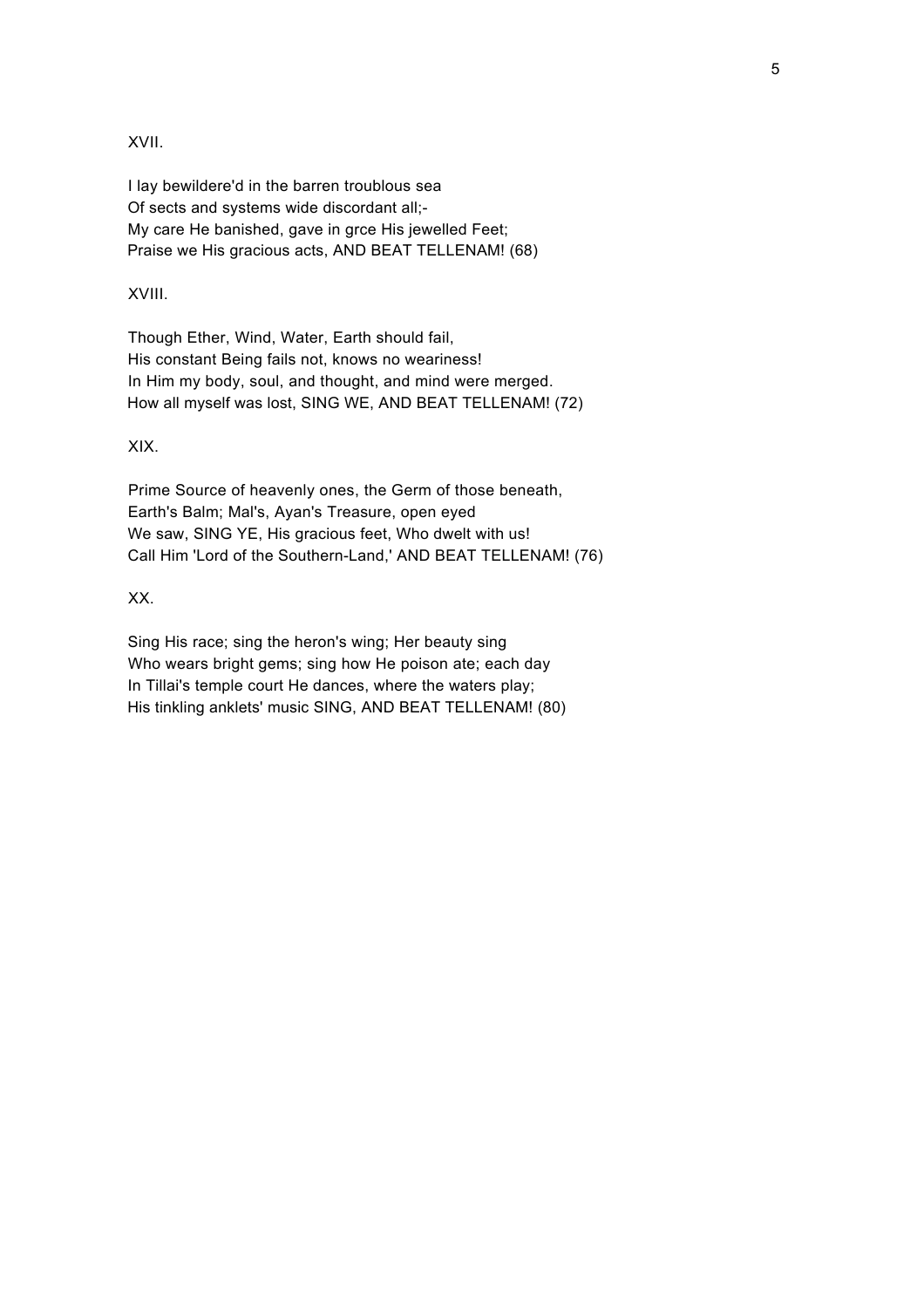XVII.

I lay bewildere'd in the barren troublous sea  
Of sects and systems wide discordant all;-  
My care He banished, gave in grce His jewelled Feet;  
Praise we His gracious acts, AND BEAT TELLENAM! (68)

XVIII.

Though Ether, Wind, Water, Earth should fail,  
His constant Being fails not, knows no weariness!  
In Him my body, soul, and thought, and mind were merged.  
How all myself was lost, SING WE, AND BEAT TELLENAM! (72)

XIX.

Prime Source of heavenly ones, the Germ of those beneath,  
Earth's Balm; Mal's, Ayan's Treasure, open eyed  
We saw, SING YE, His gracious feet, Who dwelt with us!  
Call Him 'Lord of the Southern-Land,' AND BEAT TELLENAM! (76)

XX.

Sing His race; sing the heron's wing; Her beauty sing  
Who wears bright gems; sing how He poison ate; each day  
In Tillai's temple court He dances, where the waters play;  
His tinkling anklets' music SING, AND BEAT TELLENAM! (80)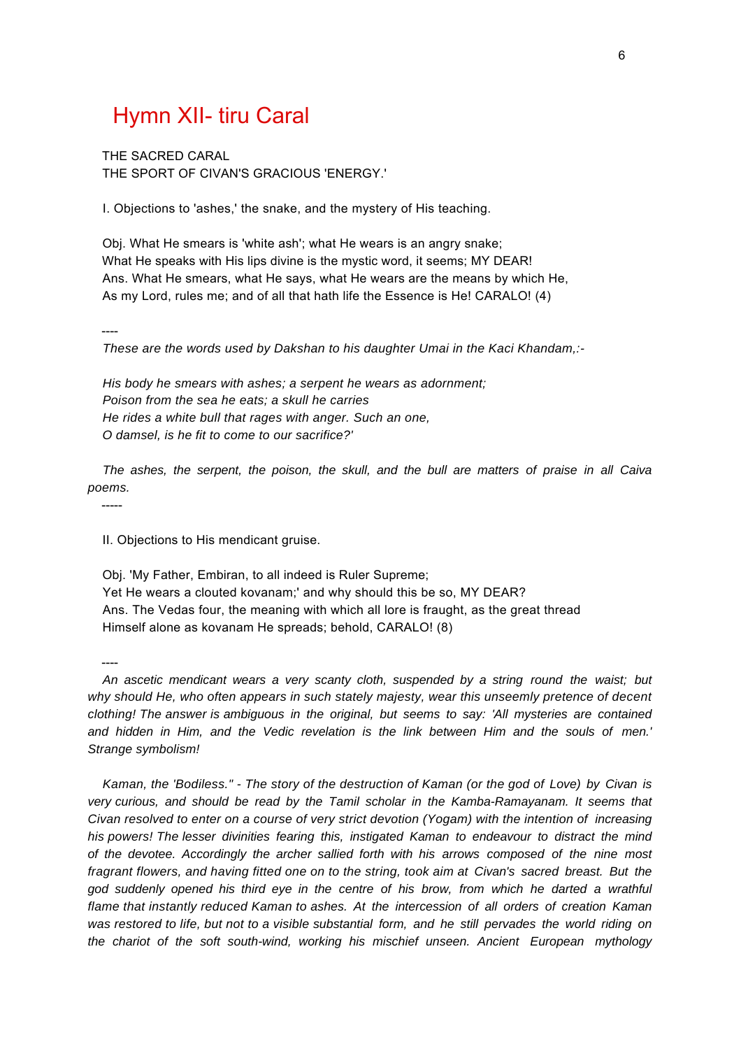# Hymn XII- tiru Caral

THE SACRED CARAL
THE SPORT OF CIVAN'S GRACIOUS 'ENERGY.'

I. Objections to 'ashes,' the snake, and the mystery of His teaching.

Obj. What He smears is 'white ash'; what He wears is an angry snake;
What He speaks with His lips divine is the mystic word, it seems; MY DEAR!
Ans. What He smears, what He says, what He wears are the means by which He,
As my Lord, rules me; and of all that hath life the Essence is He! CARALO! (4)

----

*These are the words used by Dakshan to his daughter Umai in the Kaci Khandam,:-*

*His body he smears with ashes; a serpent he wears as adornment;*
*Poison from the sea he eats; a skull he carries*
*He rides a white bull that rages with anger. Such an one,*
*O damsel, is he fit to come to our sacrifice?'*

*The ashes, the serpent, the poison, the skull, and the bull are matters of praise in all Caiva poems.*

-----

II. Objections to His mendicant gruise.

Obj. 'My Father, Embiran, to all indeed is Ruler Supreme;
Yet He wears a clouted kovanam;' and why should this be so, MY DEAR?
Ans. The Vedas four, the meaning with which all lore is fraught, as the great thread
Himself alone as kovanam He spreads; behold, CARALO! (8)

----

*An ascetic mendicant wears a very scanty cloth, suspended by a string round the waist; but why should He, who often appears in such stately majesty, wear this unseemly pretence of decent clothing! The answer is ambiguous in the original, but seems to say: 'All mysteries are contained and hidden in Him, and the Vedic revelation is the link between Him and the souls of men.' Strange symbolism!*

*Kaman, the 'Bodiless." - The story of the destruction of Kaman (or the god of Love) by Civan is very curious, and should be read by the Tamil scholar in the Kamba-Ramayanam. It seems that Civan resolved to enter on a course of very strict devotion (Yogam) with the intention of increasing his powers! The lesser divinities fearing this, instigated Kaman to endeavour to distract the mind of the devotee. Accordingly the archer sallied forth with his arrows composed of the nine most fragrant flowers, and having fitted one on to the string, took aim at Civan's sacred breast. But the god suddenly opened his third eye in the centre of his brow, from which he darted a wrathful flame that instantly reduced Kaman to ashes. At the intercession of all orders of creation Kaman was restored to life, but not to a visible substantial form, and he still pervades the world riding on the chariot of the soft south-wind, working his mischief unseen. Ancient European mythology*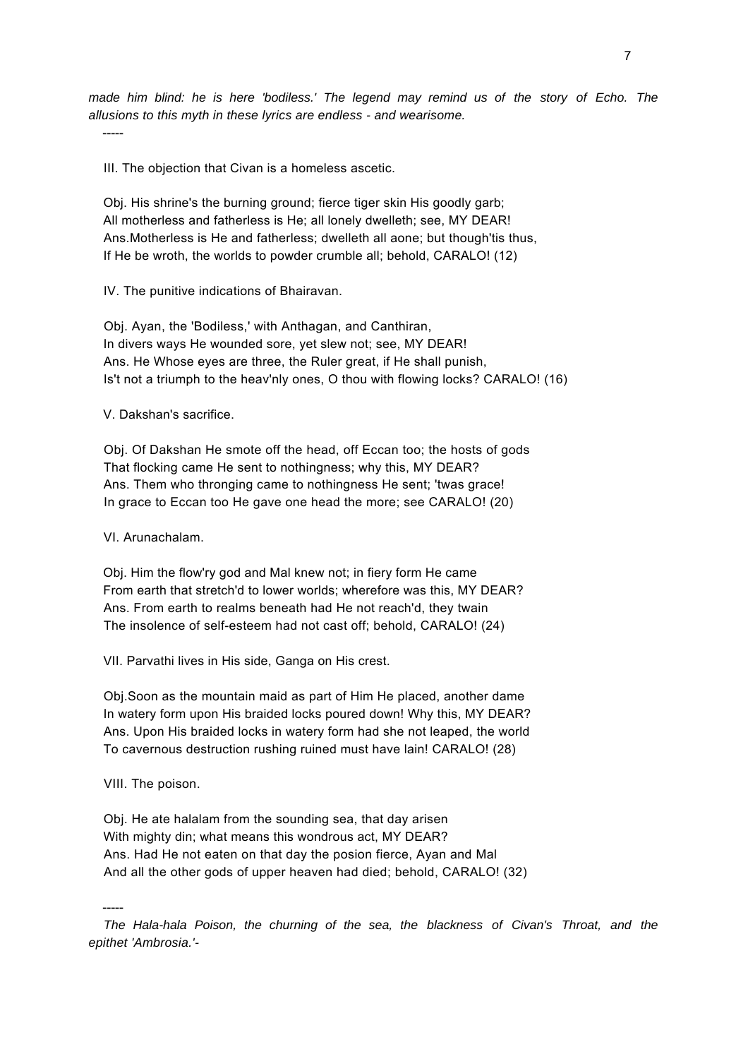*made him blind: he is here 'bodiless.' The legend may remind us of the story of Echo. The allusions to this myth in these lyrics are endless - and wearisome.*

-----

III. The objection that Civan is a homeless ascetic.

Obj. His shrine's the burning ground; fierce tiger skin His goodly garb;
All motherless and fatherless is He; all lonely dwelleth; see, MY DEAR!
Ans.Motherless is He and fatherless; dwelleth all aone; but though'tis thus,
If He be wroth, the worlds to powder crumble all; behold, CARALO! (12)

IV. The punitive indications of Bhairavan.

Obj. Ayan, the 'Bodiless,' with Anthagan, and Canthiran,
In divers ways He wounded sore, yet slew not; see, MY DEAR!
Ans. He Whose eyes are three, the Ruler great, if He shall punish,
Is't not a triumph to the heav'nly ones, O thou with flowing locks? CARALO! (16)

V. Dakshan's sacrifice.

Obj. Of Dakshan He smote off the head, off Eccan too; the hosts of gods
That flocking came He sent to nothingness; why this, MY DEAR?
Ans. Them who thronging came to nothingness He sent; 'twas grace!
In grace to Eccan too He gave one head the more; see CARALO! (20)

VI. Arunachalam.

Obj. Him the flow'ry god and Mal knew not; in fiery form He came
From earth that stretch'd to lower worlds; wherefore was this, MY DEAR?
Ans. From earth to realms beneath had He not reach'd, they twain
The insolence of self-esteem had not cast off; behold, CARALO! (24)

VII. Parvathi lives in His side, Ganga on His crest.

Obj.Soon as the mountain maid as part of Him He placed, another dame
In watery form upon His braided locks poured down! Why this, MY DEAR?
Ans. Upon His braided locks in watery form had she not leaped, the world
To cavernous destruction rushing ruined must have lain! CARALO! (28)

VIII. The poison.

Obj. He ate halalam from the sounding sea, that day arisen
With mighty din; what means this wondrous act, MY DEAR?
Ans. Had He not eaten on that day the posion fierce, Ayan and Mal
And all the other gods of upper heaven had died; behold, CARALO! (32)

-----

*The Hala-hala Poison, the churning of the sea, the blackness of Civan's Throat, and the epithet 'Ambrosia.'-*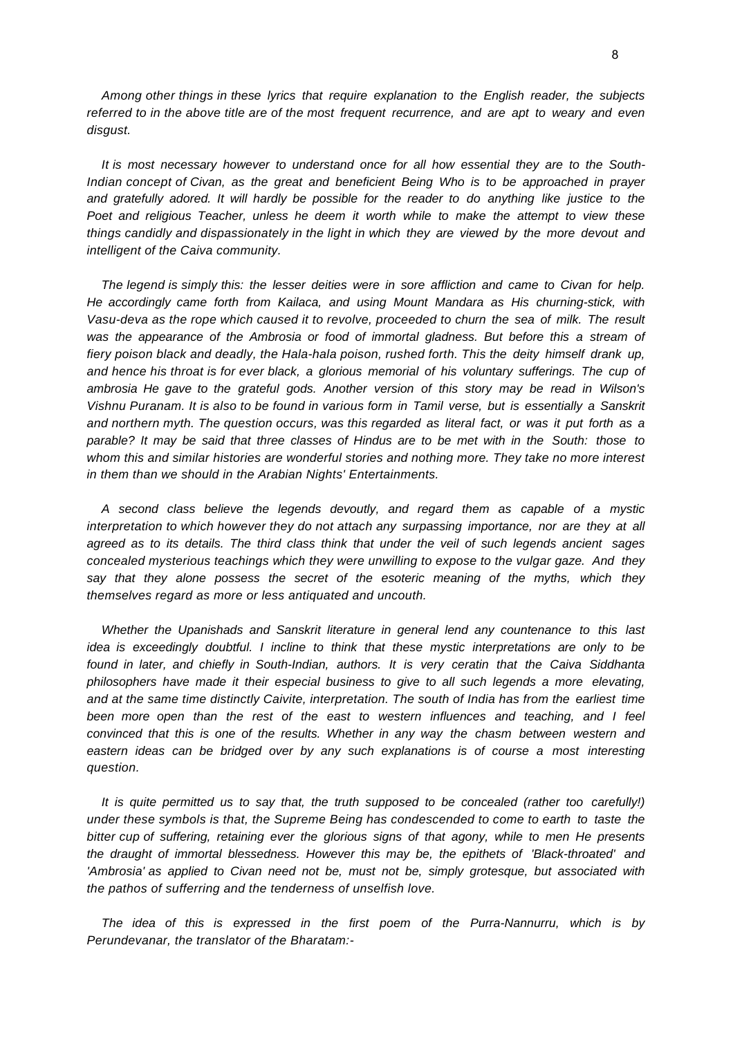*Among other things in these lyrics that require explanation to the English reader, the subjects referred to in the above title are of the most frequent recurrence, and are apt to weary and even disgust.*

*It is most necessary however to understand once for all how essential they are to the South-Indian concept of Civan, as the great and beneficient Being Who is to be approached in prayer and gratefully adored. It will hardly be possible for the reader to do anything like justice to the Poet and religious Teacher, unless he deem it worth while to make the attempt to view these things candidly and dispassionately in the light in which they are viewed by the more devout and intelligent of the Caiva community.*

*The legend is simply this: the lesser deities were in sore affliction and came to Civan for help. He accordingly came forth from Kailaca, and using Mount Mandara as His churning-stick, with Vasu-deva as the rope which caused it to revolve, proceeded to churn the sea of milk. The result was the appearance of the Ambrosia or food of immortal gladness. But before this a stream of fiery poison black and deadly, the Hala-hala poison, rushed forth. This the deity himself drank up, and hence his throat is for ever black, a glorious memorial of his voluntary sufferings. The cup of ambrosia He gave to the grateful gods. Another version of this story may be read in Wilson's Vishnu Puranam. It is also to be found in various form in Tamil verse, but is essentially a Sanskrit and northern myth. The question occurs, was this regarded as literal fact, or was it put forth as a parable? It may be said that three classes of Hindus are to be met with in the South: those to whom this and similar histories are wonderful stories and nothing more. They take no more interest in them than we should in the Arabian Nights' Entertainments.*

*A second class believe the legends devoutly, and regard them as capable of a mystic interpretation to which however they do not attach any surpassing importance, nor are they at all agreed as to its details. The third class think that under the veil of such legends ancient sages concealed mysterious teachings which they were unwilling to expose to the vulgar gaze. And they say that they alone possess the secret of the esoteric meaning of the myths, which they themselves regard as more or less antiquated and uncouth.*

*Whether the Upanishads and Sanskrit literature in general lend any countenance to this last idea is exceedingly doubtful. I incline to think that these mystic interpretations are only to be found in later, and chiefly in South-Indian, authors. It is very ceratin that the Caiva Siddhanta philosophers have made it their especial business to give to all such legends a more elevating, and at the same time distinctly Caivite, interpretation. The south of India has from the earliest time been more open than the rest of the east to western influences and teaching, and I feel convinced that this is one of the results. Whether in any way the chasm between western and eastern ideas can be bridged over by any such explanations is of course a most interesting question.*

*It is quite permitted us to say that, the truth supposed to be concealed (rather too carefully!) under these symbols is that, the Supreme Being has condescended to come to earth to taste the bitter cup of suffering, retaining ever the glorious signs of that agony, while to men He presents the draught of immortal blessedness. However this may be, the epithets of 'Black-throated' and 'Ambrosia' as applied to Civan need not be, must not be, simply grotesque, but associated with the pathos of sufferring and the tenderness of unselfish love.*

*The idea of this is expressed in the first poem of the Purra-Nannurru, which is by Perundevanar, the translator of the Bharatam:-*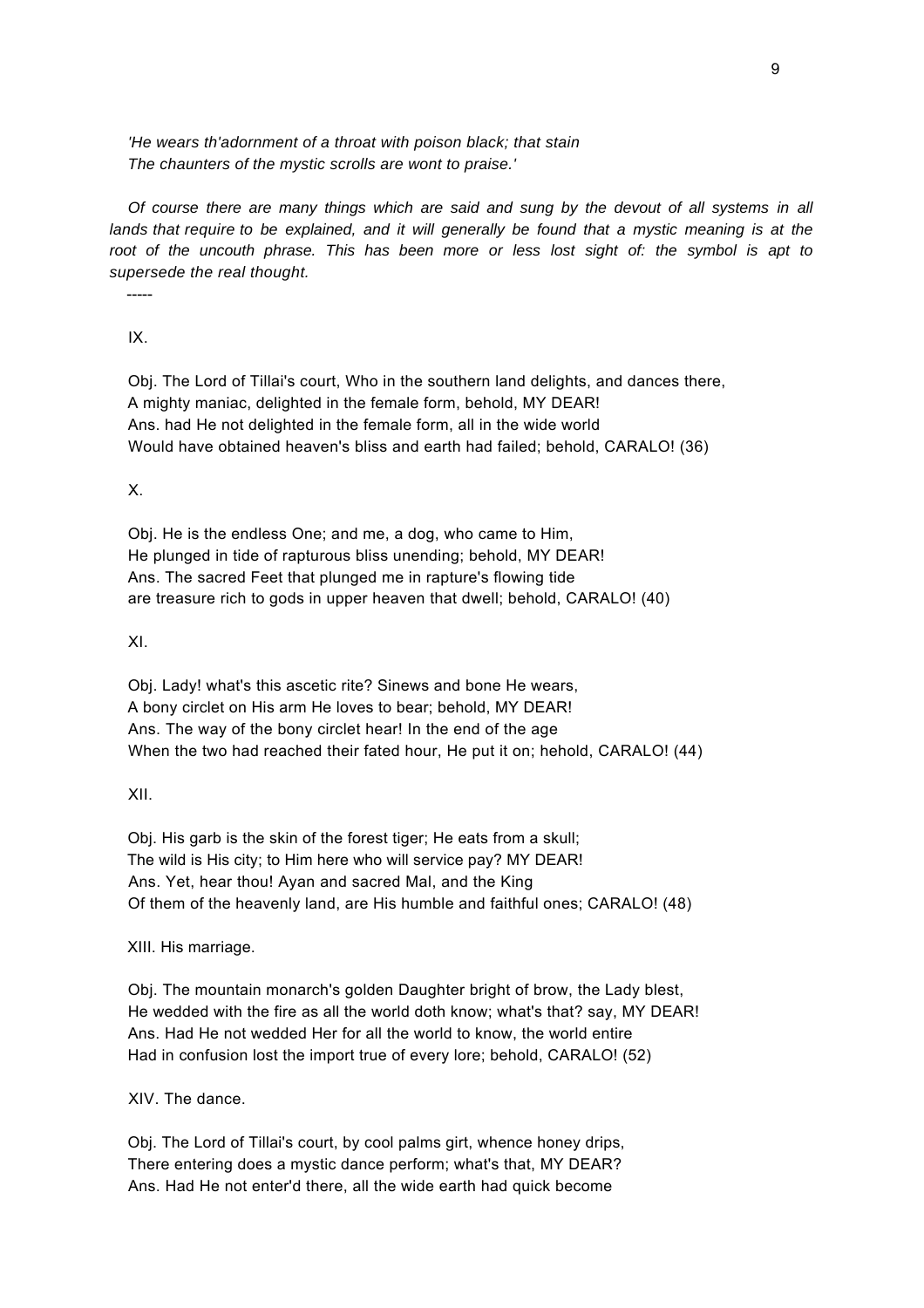*'He wears th'adornment of a throat with poison black; that stain*
*The chaunters of the mystic scrolls are wont to praise.'*

*Of course there are many things which are said and sung by the devout of all systems in all lands that require to be explained, and it will generally be found that a mystic meaning is at the root of the uncouth phrase. This has been more or less lost sight of: the symbol is apt to supersede the real thought.*

-----

IX.

Obj. The Lord of Tillai's court, Who in the southern land delights, and dances there,
A mighty maniac, delighted in the female form, behold, MY DEAR!
Ans. had He not delighted in the female form, all in the wide world
Would have obtained heaven's bliss and earth had failed; behold, CARALO! (36)

X.

Obj. He is the endless One; and me, a dog, who came to Him,
He plunged in tide of rapturous bliss unending; behold, MY DEAR!
Ans. The sacred Feet that plunged me in rapture's flowing tide
are treasure rich to gods in upper heaven that dwell; behold, CARALO! (40)

XI.

Obj. Lady! what's this ascetic rite? Sinews and bone He wears,
A bony circlet on His arm He loves to bear; behold, MY DEAR!
Ans. The way of the bony circlet hear! In the end of the age
When the two had reached their fated hour, He put it on; hehold, CARALO! (44)

XII.

Obj. His garb is the skin of the forest tiger; He eats from a skull;
The wild is His city; to Him here who will service pay? MY DEAR!
Ans. Yet, hear thou! Ayan and sacred Mal, and the King
Of them of the heavenly land, are His humble and faithful ones; CARALO! (48)

XIII. His marriage.

Obj. The mountain monarch's golden Daughter bright of brow, the Lady blest,
He wedded with the fire as all the world doth know; what's that? say, MY DEAR!
Ans. Had He not wedded Her for all the world to know, the world entire
Had in confusion lost the import true of every lore; behold, CARALO! (52)

XIV. The dance.

Obj. The Lord of Tillai's court, by cool palms girt, whence honey drips,
There entering does a mystic dance perform; what's that, MY DEAR?
Ans. Had He not enter'd there, all the wide earth had quick become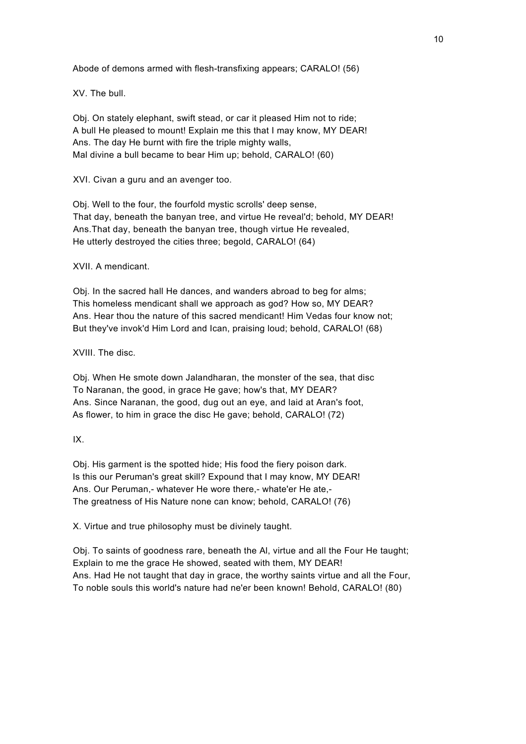Abode of demons armed with flesh-transfixing appears; CARALO! (56)

XV. The bull.

Obj. On stately elephant, swift stead, or car it pleased Him not to ride;
A bull He pleased to mount! Explain me this that I may know, MY DEAR!
Ans. The day He burnt with fire the triple mighty walls,
Mal divine a bull became to bear Him up; behold, CARALO! (60)

XVI. Civan a guru and an avenger too.

Obj. Well to the four, the fourfold mystic scrolls' deep sense,
That day, beneath the banyan tree, and virtue He reveal'd; behold, MY DEAR!
Ans.That day, beneath the banyan tree, though virtue He revealed,
He utterly destroyed the cities three; begold, CARALO! (64)

XVII. A mendicant.

Obj. In the sacred hall He dances, and wanders abroad to beg for alms;
This homeless mendicant shall we approach as god? How so, MY DEAR?
Ans. Hear thou the nature of this sacred mendicant! Him Vedas four know not;
But they've invok'd Him Lord and Ican, praising loud; behold, CARALO! (68)

XVIII. The disc.

Obj. When He smote down Jalandharan, the monster of the sea, that disc
To Naranan, the good, in grace He gave; how's that, MY DEAR?
Ans. Since Naranan, the good, dug out an eye, and laid at Aran's foot,
As flower, to him in grace the disc He gave; behold, CARALO! (72)

IX.

Obj. His garment is the spotted hide; His food the fiery poison dark.
Is this our Peruman's great skill? Expound that I may know, MY DEAR!
Ans. Our Peruman,- whatever He wore there,- whate'er He ate,-
The greatness of His Nature none can know; behold, CARALO! (76)

X. Virtue and true philosophy must be divinely taught.

Obj. To saints of goodness rare, beneath the Al, virtue and all the Four He taught;
Explain to me the grace He showed, seated with them, MY DEAR!
Ans. Had He not taught that day in grace, the worthy saints virtue and all the Four,
To noble souls this world's nature had ne'er been known! Behold, CARALO! (80)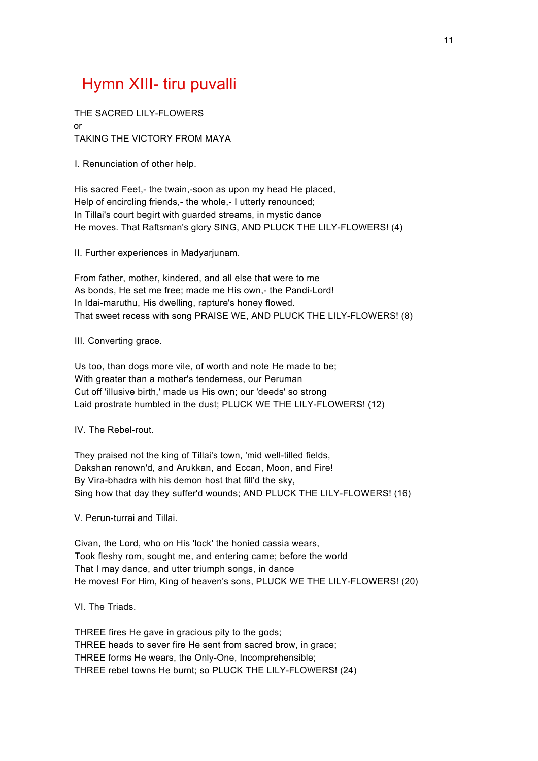# Hymn XIII- tiru puvalli

THE SACRED LILY-FLOWERS
or
TAKING THE VICTORY FROM MAYA

I. Renunciation of other help.

His sacred Feet,- the twain,-soon as upon my head He placed,
Help of encircling friends,- the whole,- I utterly renounced;
In Tillai's court begirt with guarded streams, in mystic dance
He moves. That Raftsman's glory SING, AND PLUCK THE LILY-FLOWERS! (4)

II. Further experiences in Madyarjunam.

From father, mother, kindered, and all else that were to me
As bonds, He set me free; made me His own,- the Pandi-Lord!
In Idai-maruthu, His dwelling, rapture's honey flowed.
That sweet recess with song PRAISE WE, AND PLUCK THE LILY-FLOWERS! (8)

III. Converting grace.

Us too, than dogs more vile, of worth and note He made to be;
With greater than a mother's tenderness, our Peruman
Cut off 'illusive birth,' made us His own; our 'deeds' so strong
Laid prostrate humbled in the dust; PLUCK WE THE LILY-FLOWERS! (12)

IV. The Rebel-rout.

They praised not the king of Tillai's town, 'mid well-tilled fields,
Dakshan renown'd, and Arukkan, and Eccan, Moon, and Fire!
By Vira-bhadra with his demon host that fill'd the sky,
Sing how that day they suffer'd wounds; AND PLUCK THE LILY-FLOWERS! (16)

V. Perun-turrai and Tillai.

Civan, the Lord, who on His 'lock' the honied cassia wears,
Took fleshy rom, sought me, and entering came; before the world
That I may dance, and utter triumph songs, in dance
He moves! For Him, King of heaven's sons, PLUCK WE THE LILY-FLOWERS! (20)

VI. The Triads.

THREE fires He gave in gracious pity to the gods;
THREE heads to sever fire He sent from sacred brow, in grace;
THREE forms He wears, the Only-One, Incomprehensible;
THREE rebel towns He burnt; so PLUCK THE LILY-FLOWERS! (24)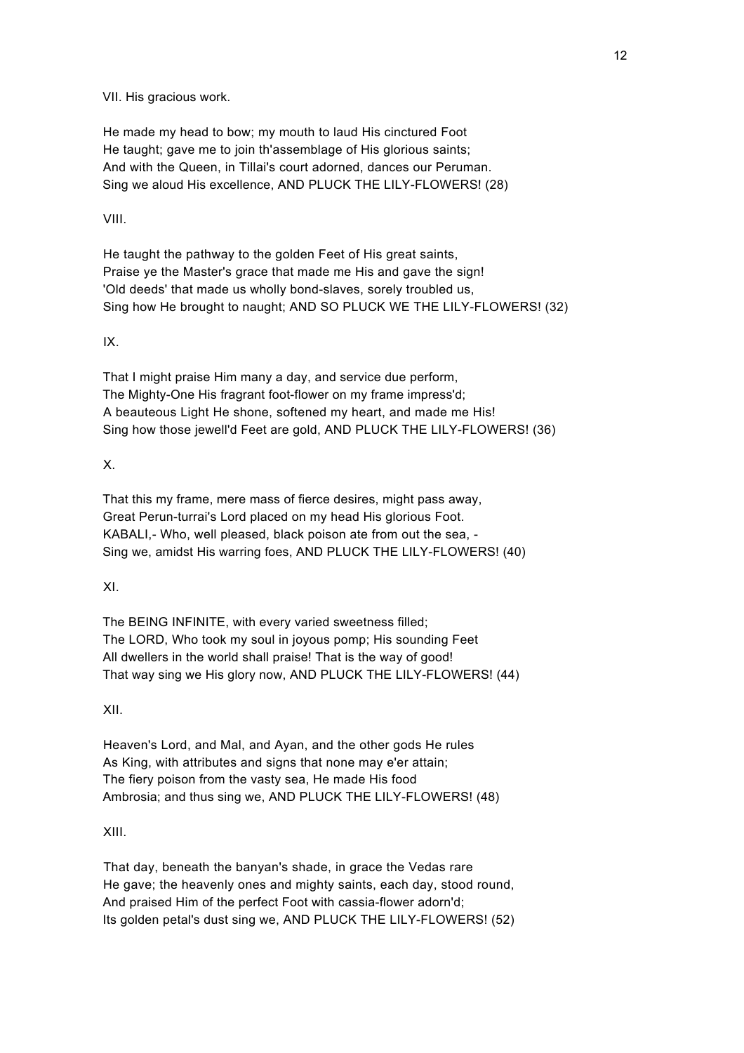VII. His gracious work.

He made my head to bow; my mouth to laud His cinctured Foot
He taught; gave me to join th'assemblage of His glorious saints;
And with the Queen, in Tillai's court adorned, dances our Peruman.
Sing we aloud His excellence, AND PLUCK THE LILY-FLOWERS! (28)

VIII.

He taught the pathway to the golden Feet of His great saints,
Praise ye the Master's grace that made me His and gave the sign!
'Old deeds' that made us wholly bond-slaves, sorely troubled us,
Sing how He brought to naught; AND SO PLUCK WE THE LILY-FLOWERS! (32)

IX.

That I might praise Him many a day, and service due perform,
The Mighty-One His fragrant foot-flower on my frame impress'd;
A beauteous Light He shone, softened my heart, and made me His!
Sing how those jewell'd Feet are gold, AND PLUCK THE LILY-FLOWERS! (36)

X.

That this my frame, mere mass of fierce desires, might pass away,
Great Perun-turrai's Lord placed on my head His glorious Foot.
KABALI,- Who, well pleased, black poison ate from out the sea, -
Sing we, amidst His warring foes, AND PLUCK THE LILY-FLOWERS! (40)

XI.

The BEING INFINITE, with every varied sweetness filled;
The LORD, Who took my soul in joyous pomp; His sounding Feet
All dwellers in the world shall praise! That is the way of good!
That way sing we His glory now, AND PLUCK THE LILY-FLOWERS! (44)

XII.

Heaven's Lord, and Mal, and Ayan, and the other gods He rules
As King, with attributes and signs that none may e'er attain;
The fiery poison from the vasty sea, He made His food
Ambrosia; and thus sing we, AND PLUCK THE LILY-FLOWERS! (48)

XIII.

That day, beneath the banyan's shade, in grace the Vedas rare
He gave; the heavenly ones and mighty saints, each day, stood round,
And praised Him of the perfect Foot with cassia-flower adorn'd;
Its golden petal's dust sing we, AND PLUCK THE LILY-FLOWERS! (52)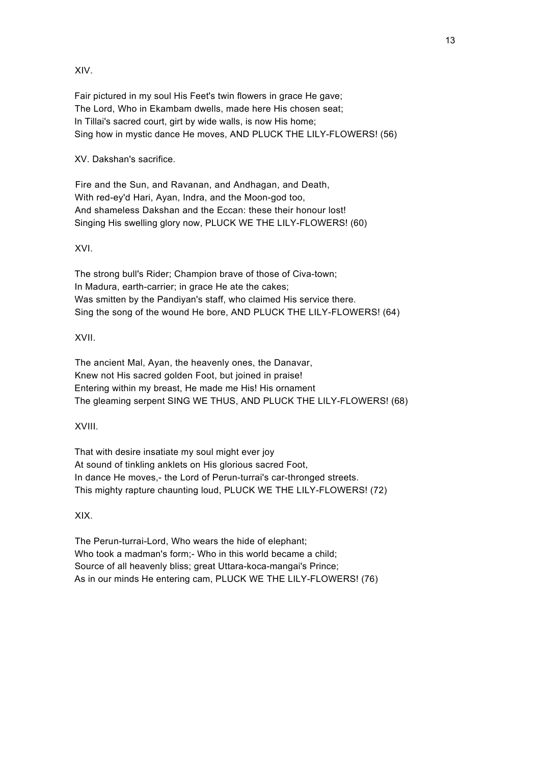XIV.

Fair pictured in my soul His Feet's twin flowers in grace He gave;
The Lord, Who in Ekambam dwells, made here His chosen seat;
In Tillai's sacred court, girt by wide walls, is now His home;
Sing how in mystic dance He moves, AND PLUCK THE LILY-FLOWERS! (56)

XV. Dakshan's sacrifice.

Fire and the Sun, and Ravanan, and Andhagan, and Death,
With red-ey'd Hari, Ayan, Indra, and the Moon-god too,
And shameless Dakshan and the Eccan: these their honour lost!
Singing His swelling glory now, PLUCK WE THE LILY-FLOWERS! (60)

XVI.

The strong bull's Rider; Champion brave of those of Civa-town;
In Madura, earth-carrier; in grace He ate the cakes;
Was smitten by the Pandiyan's staff, who claimed His service there.
Sing the song of the wound He bore, AND PLUCK THE LILY-FLOWERS! (64)

XVII.

The ancient Mal, Ayan, the heavenly ones, the Danavar,
Knew not His sacred golden Foot, but joined in praise!
Entering within my breast, He made me His! His ornament
The gleaming serpent SING WE THUS, AND PLUCK THE LILY-FLOWERS! (68)

XVIII.

That with desire insatiate my soul might ever joy
At sound of tinkling anklets on His glorious sacred Foot,
In dance He moves,- the Lord of Perun-turrai's car-thronged streets.
This mighty rapture chaunting loud, PLUCK WE THE LILY-FLOWERS! (72)

XIX.

The Perun-turrai-Lord, Who wears the hide of elephant;
Who took a madman's form;- Who in this world became a child;
Source of all heavenly bliss; great Uttara-koca-mangai's Prince;
As in our minds He entering cam, PLUCK WE THE LILY-FLOWERS! (76)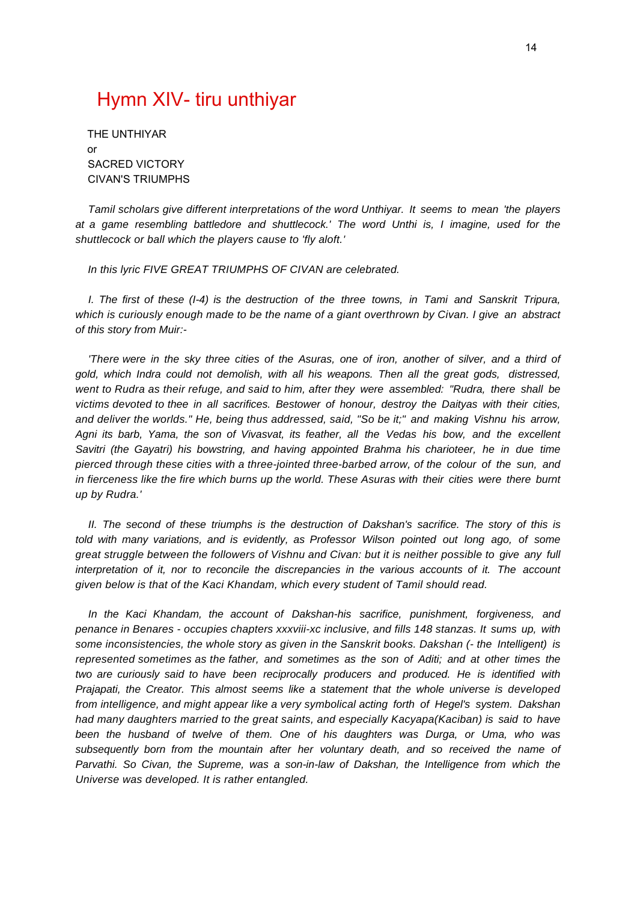# Hymn XIV- tiru unthiyar

THE UNTHIYAR
or
SACRED VICTORY
CIVAN'S TRIUMPHS

*Tamil scholars give different interpretations of the word Unthiyar. It seems to mean 'the players at a game resembling battledore and shuttlecock.' The word Unthi is, I imagine, used for the shuttlecock or ball which the players cause to 'fly aloft.'*

*In this lyric FIVE GREAT TRIUMPHS OF CIVAN are celebrated.*

*I. The first of these (I-4) is the destruction of the three towns, in Tami and Sanskrit Tripura, which is curiously enough made to be the name of a giant overthrown by Civan. I give an abstract of this story from Muir:-*

*'There were in the sky three cities of the Asuras, one of iron, another of silver, and a third of gold, which Indra could not demolish, with all his weapons. Then all the great gods, distressed, went to Rudra as their refuge, and said to him, after they were assembled: "Rudra, there shall be victims devoted to thee in all sacrifices. Bestower of honour, destroy the Daityas with their cities, and deliver the worlds." He, being thus addressed, said, "So be it;" and making Vishnu his arrow, Agni its barb, Yama, the son of Vivasvat, its feather, all the Vedas his bow, and the excellent Savitri (the Gayatri) his bowstring, and having appointed Brahma his charioteer, he in due time pierced through these cities with a three-jointed three-barbed arrow, of the colour of the sun, and in fierceness like the fire which burns up the world. These Asuras with their cities were there burnt up by Rudra.'*

*II. The second of these triumphs is the destruction of Dakshan's sacrifice. The story of this is told with many variations, and is evidently, as Professor Wilson pointed out long ago, of some great struggle between the followers of Vishnu and Civan: but it is neither possible to give any full interpretation of it, nor to reconcile the discrepancies in the various accounts of it. The account given below is that of the Kaci Khandam, which every student of Tamil should read.*

*In the Kaci Khandam, the account of Dakshan-his sacrifice, punishment, forgiveness, and penance in Benares - occupies chapters xxxviii-xc inclusive, and fills 148 stanzas. It sums up, with some inconsistencies, the whole story as given in the Sanskrit books. Dakshan (- the Intelligent) is represented sometimes as the father, and sometimes as the son of Aditi; and at other times the two are curiously said to have been reciprocally producers and produced. He is identified with Prajapati, the Creator. This almost seems like a statement that the whole universe is developed from intelligence, and might appear like a very symbolical acting forth of Hegel's system. Dakshan had many daughters married to the great saints, and especially Kacyapa(Kaciban) is said to have been the husband of twelve of them. One of his daughters was Durga, or Uma, who was subsequently born from the mountain after her voluntary death, and so received the name of Parvathi. So Civan, the Supreme, was a son-in-law of Dakshan, the Intelligence from which the Universe was developed. It is rather entangled.*